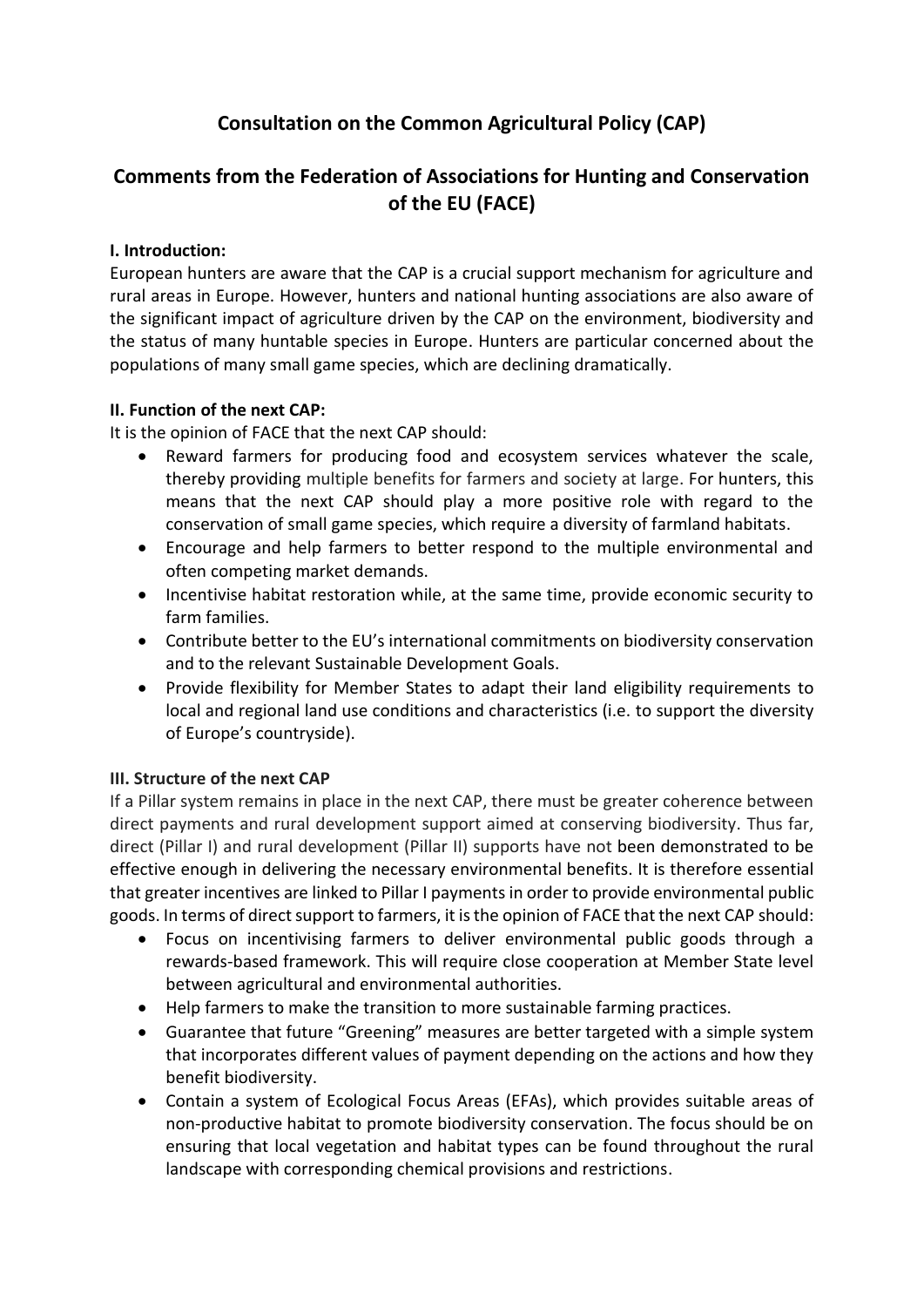# Consultation on the Common Agricultural Policy (CAP)

## Comments from the Federation of Associations for Hunting and Conservation of the EU (FACE)

### I. Introduction:

European hunters are aware that the CAP is a crucial support mechanism for agriculture and rural areas in Europe. However, hunters and national hunting associations are also aware of the significant impact of agriculture driven by the CAP on the environment, biodiversity and the status of many huntable species in Europe. Hunters are particular concerned about the populations of many small game species, which are declining dramatically.

### II. Function of the next CAP:

It is the opinion of FACE that the next CAP should:

- Reward farmers for producing food and ecosystem services whatever the scale, thereby providing multiple benefits for farmers and society at large. For hunters, this means that the next CAP should play a more positive role with regard to the conservation of small game species, which require a diversity of farmland habitats.
- Encourage and help farmers to better respond to the multiple environmental and often competing market demands.
- Incentivise habitat restoration while, at the same time, provide economic security to farm families.
- Contribute better to the EU's international commitments on biodiversity conservation and to the relevant Sustainable Development Goals.
- Provide flexibility for Member States to adapt their land eligibility requirements to local and regional land use conditions and characteristics (i.e. to support the diversity of Europe's countryside).

### III. Structure of the next CAP

If a Pillar system remains in place in the next CAP, there must be greater coherence between direct payments and rural development support aimed at conserving biodiversity. Thus far, direct (Pillar I) and rural development (Pillar II) supports have not been demonstrated to be effective enough in delivering the necessary environmental benefits. It is therefore essential that greater incentives are linked to Pillar I payments in order to provide environmental public goods. In terms of direct support to farmers, it is the opinion of FACE that the next CAP should:

- Focus on incentivising farmers to deliver environmental public goods through a rewards-based framework. This will require close cooperation at Member State level between agricultural and environmental authorities.
- Help farmers to make the transition to more sustainable farming practices.
- Guarantee that future "Greening" measures are better targeted with a simple system that incorporates different values of payment depending on the actions and how they benefit biodiversity.
- Contain a system of Ecological Focus Areas (EFAs), which provides suitable areas of non-productive habitat to promote biodiversity conservation. The focus should be on ensuring that local vegetation and habitat types can be found throughout the rural landscape with corresponding chemical provisions and restrictions.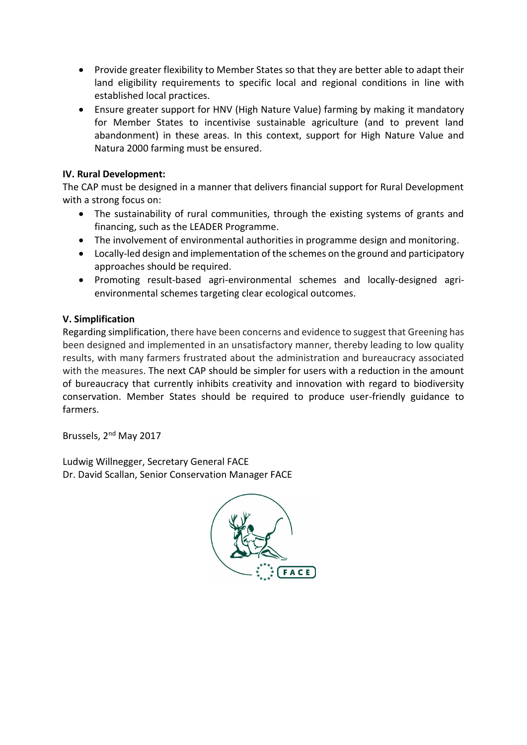- Provide greater flexibility to Member States so that they are better able to adapt their land eligibility requirements to specific local and regional conditions in line with established local practices.
- Ensure greater support for HNV (High Nature Value) farming by making it mandatory for Member States to incentivise sustainable agriculture (and to prevent land abandonment) in these areas. In this context, support for High Nature Value and Natura 2000 farming must be ensured.

**IV. Rural Development:**

The CAP must be designed in a manner that delivers financial support for Rural Development with a strong focus on:

- The sustainability of rural communities, through the existing systems of grants and financing, such as the LEADER Programme.
- The involvement of environmental authorities in programme design and monitoring.
- Locally-led design and implementation of the schemes on the ground and participatory approaches should be required.
- Promoting result-based agri-environmental schemes and locally-designed agri-environmental schemes targeting clear ecological outcomes.

**V. Simplification**

Regarding simplification, there have been concerns and evidence to suggest that Greening has been designed and implemented in an unsatisfactory manner, thereby leading to low quality results, with many farmers frustrated about the administration and bureaucracy associated with the measures. The next CAP should be simpler for users with a reduction in the amount of bureaucracy that currently inhibits creativity and innovation with regard to biodiversity conservation. Member States should be required to produce user-friendly guidance to farmers.

Brussels, 2nd May 2017

Ludwig Willnegger, Secretary General FACE
Dr. David Scallan, Senior Conservation Manager FACE